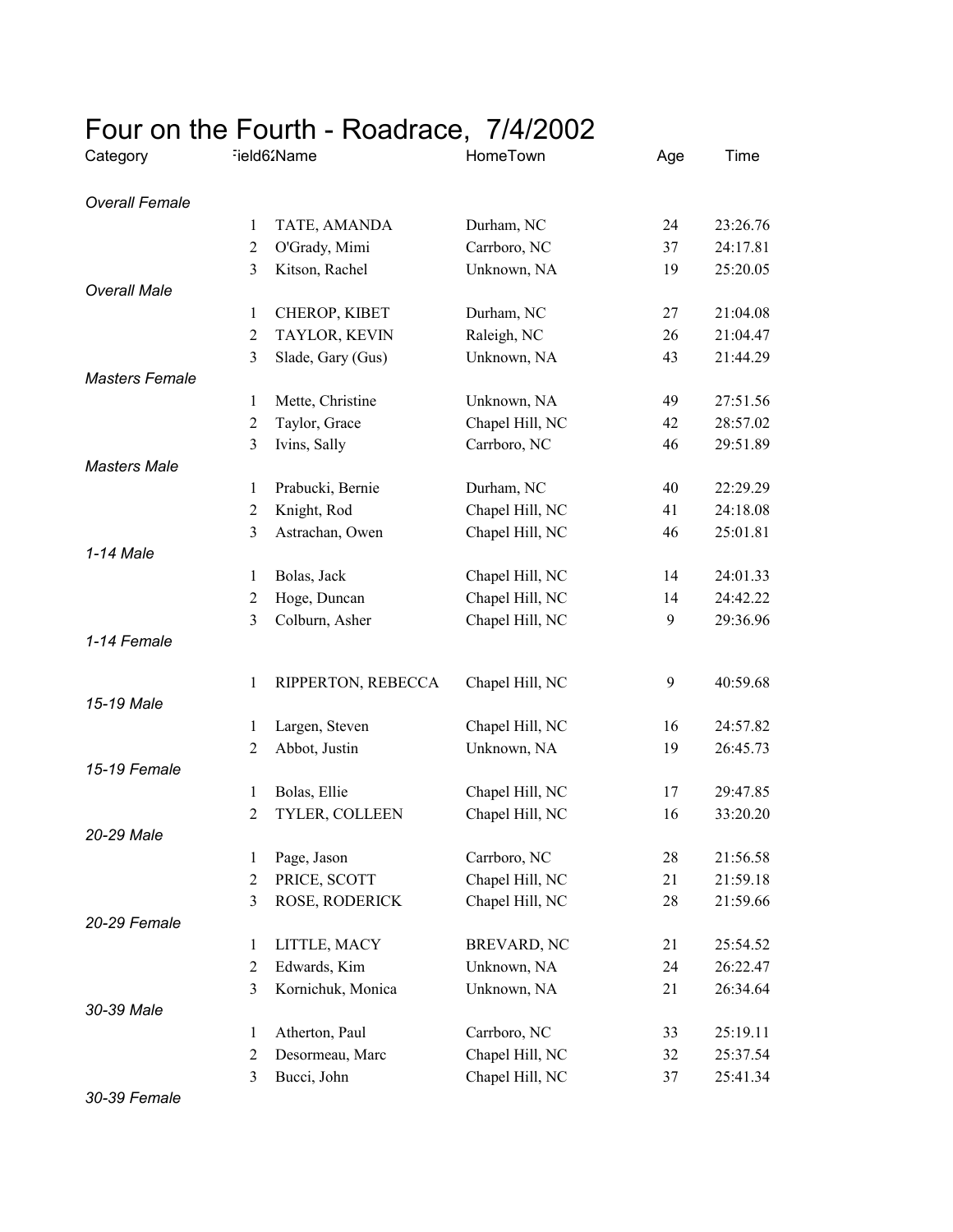# Four on the Fourth - Roadrace, 7/4/2002

| Category | Field62 | Name | HomeTown | Age | Time |
|---|---|---|---|---|---|
| *Overall Female* | | | | | |
| | 1 | TATE, AMANDA | Durham, NC | 24 | 23:26.76 |
| | 2 | O'Grady, Mimi | Carrboro, NC | 37 | 24:17.81 |
| | 3 | Kitson, Rachel | Unknown, NA | 19 | 25:20.05 |
| *Overall Male* | | | | | |
| | 1 | CHEROP, KIBET | Durham, NC | 27 | 21:04.08 |
| | 2 | TAYLOR, KEVIN | Raleigh, NC | 26 | 21:04.47 |
| | 3 | Slade, Gary (Gus) | Unknown, NA | 43 | 21:44.29 |
| *Masters Female* | | | | | |
| | 1 | Mette, Christine | Unknown, NA | 49 | 27:51.56 |
| | 2 | Taylor, Grace | Chapel Hill, NC | 42 | 28:57.02 |
| | 3 | Ivins, Sally | Carrboro, NC | 46 | 29:51.89 |
| *Masters Male* | | | | | |
| | 1 | Prabucki, Bernie | Durham, NC | 40 | 22:29.29 |
| | 2 | Knight, Rod | Chapel Hill, NC | 41 | 24:18.08 |
| | 3 | Astrachan, Owen | Chapel Hill, NC | 46 | 25:01.81 |
| *1-14 Male* | | | | | |
| | 1 | Bolas, Jack | Chapel Hill, NC | 14 | 24:01.33 |
| | 2 | Hoge, Duncan | Chapel Hill, NC | 14 | 24:42.22 |
| | 3 | Colburn, Asher | Chapel Hill, NC | 9 | 29:36.96 |
| *1-14 Female* | | | | | |
| | 1 | RIPPERTON, REBECCA | Chapel Hill, NC | 9 | 40:59.68 |
| *15-19 Male* | | | | | |
| | 1 | Largen, Steven | Chapel Hill, NC | 16 | 24:57.82 |
| | 2 | Abbot, Justin | Unknown, NA | 19 | 26:45.73 |
| *15-19 Female* | | | | | |
| | 1 | Bolas, Ellie | Chapel Hill, NC | 17 | 29:47.85 |
| | 2 | TYLER, COLLEEN | Chapel Hill, NC | 16 | 33:20.20 |
| *20-29 Male* | | | | | |
| | 1 | Page, Jason | Carrboro, NC | 28 | 21:56.58 |
| | 2 | PRICE, SCOTT | Chapel Hill, NC | 21 | 21:59.18 |
| | 3 | ROSE, RODERICK | Chapel Hill, NC | 28 | 21:59.66 |
| *20-29 Female* | | | | | |
| | 1 | LITTLE, MACY | BREVARD, NC | 21 | 25:54.52 |
| | 2 | Edwards, Kim | Unknown, NA | 24 | 26:22.47 |
| | 3 | Kornichuk, Monica | Unknown, NA | 21 | 26:34.64 |
| *30-39 Male* | | | | | |
| | 1 | Atherton, Paul | Carrboro, NC | 33 | 25:19.11 |
| | 2 | Desormeau, Marc | Chapel Hill, NC | 32 | 25:37.54 |
| | 3 | Bucci, John | Chapel Hill, NC | 37 | 25:41.34 |
| *30-39 Female* | | | | | |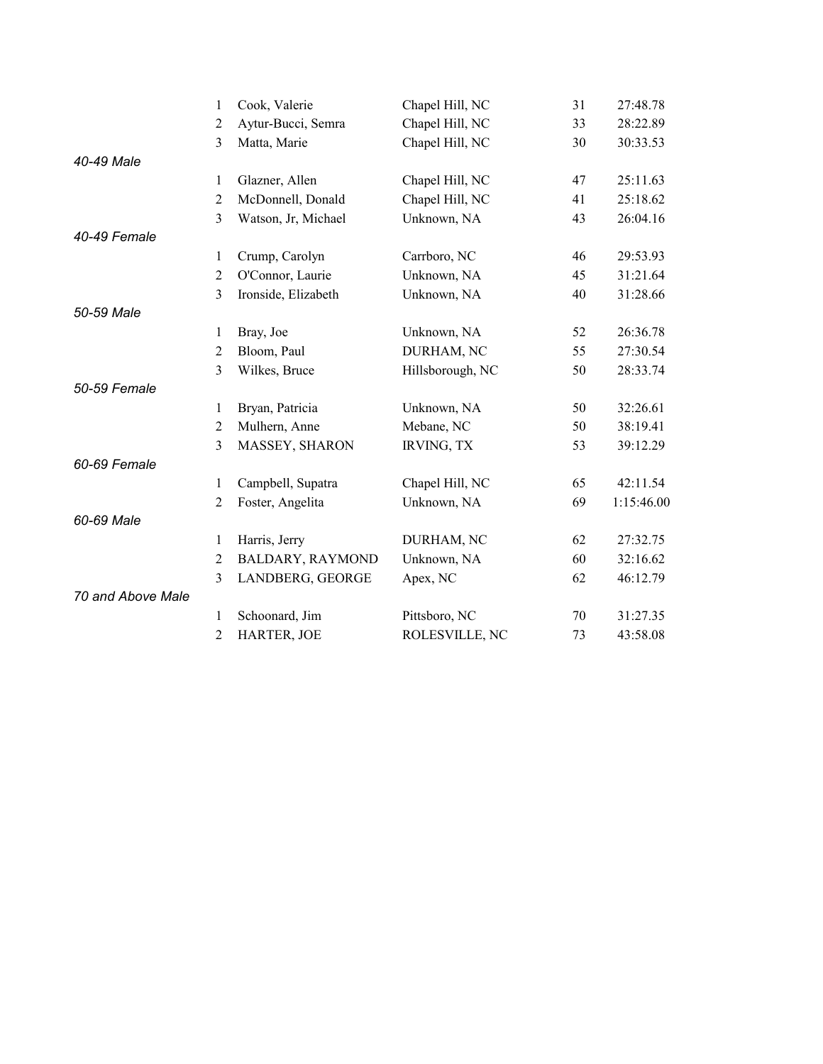| | Place | Name | City | Age | Time |
|---|---|---|---|---|---|
| | 1 | Cook, Valerie | Chapel Hill, NC | 31 | 27:48.78 |
| | 2 | Aytur-Bucci, Semra | Chapel Hill, NC | 33 | 28:22.89 |
| | 3 | Matta, Marie | Chapel Hill, NC | 30 | 30:33.53 |
| *40-49 Male* | | | | | |
| | 1 | Glazner, Allen | Chapel Hill, NC | 47 | 25:11.63 |
| | 2 | McDonnell, Donald | Chapel Hill, NC | 41 | 25:18.62 |
| | 3 | Watson, Jr, Michael | Unknown, NA | 43 | 26:04.16 |
| *40-49 Female* | | | | | |
| | 1 | Crump, Carolyn | Carrboro, NC | 46 | 29:53.93 |
| | 2 | O'Connor, Laurie | Unknown, NA | 45 | 31:21.64 |
| | 3 | Ironside, Elizabeth | Unknown, NA | 40 | 31:28.66 |
| *50-59 Male* | | | | | |
| | 1 | Bray, Joe | Unknown, NA | 52 | 26:36.78 |
| | 2 | Bloom, Paul | DURHAM, NC | 55 | 27:30.54 |
| | 3 | Wilkes, Bruce | Hillsborough, NC | 50 | 28:33.74 |
| *50-59 Female* | | | | | |
| | 1 | Bryan, Patricia | Unknown, NA | 50 | 32:26.61 |
| | 2 | Mulhern, Anne | Mebane, NC | 50 | 38:19.41 |
| | 3 | MASSEY, SHARON | IRVING, TX | 53 | 39:12.29 |
| *60-69 Female* | | | | | |
| | 1 | Campbell, Supatra | Chapel Hill, NC | 65 | 42:11.54 |
| | 2 | Foster, Angelita | Unknown, NA | 69 | 1:15:46.00 |
| *60-69 Male* | | | | | |
| | 1 | Harris, Jerry | DURHAM, NC | 62 | 27:32.75 |
| | 2 | BALDARY, RAYMOND | Unknown, NA | 60 | 32:16.62 |
| | 3 | LANDBERG, GEORGE | Apex, NC | 62 | 46:12.79 |
| *70 and Above Male* | | | | | |
| | 1 | Schoonard, Jim | Pittsboro, NC | 70 | 31:27.35 |
| | 2 | HARTER, JOE | ROLESVILLE, NC | 73 | 43:58.08 |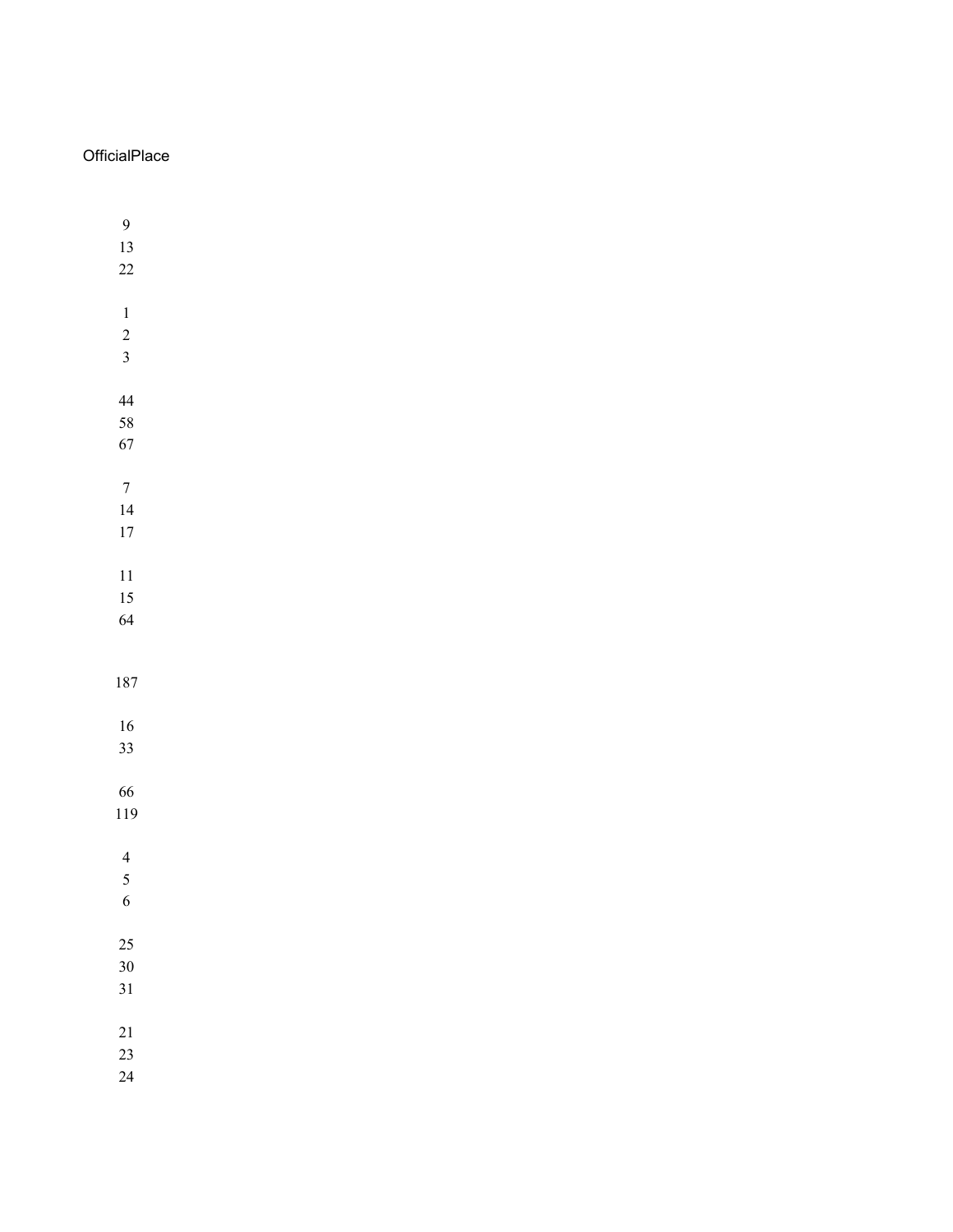OfficialPlace

9
13
22

1
2
3

44
58
67

7
14
17

11
15
64

187

16
33

66
119

4
5
6

25
30
31

21
23
24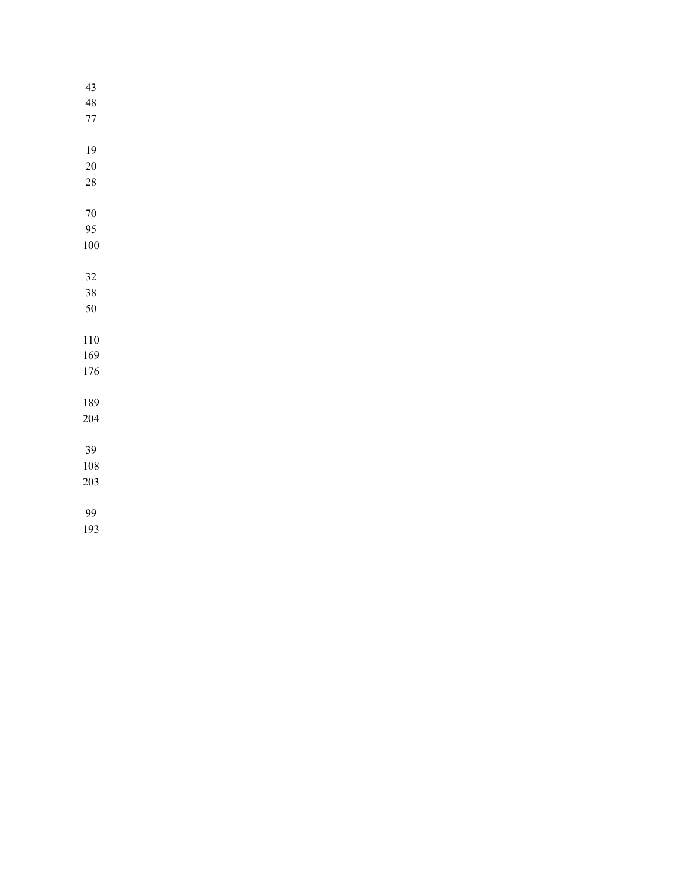43
48
77

19
20
28

70
95
100

32
38
50

110
169
176

189
204

39
108
203

99
193